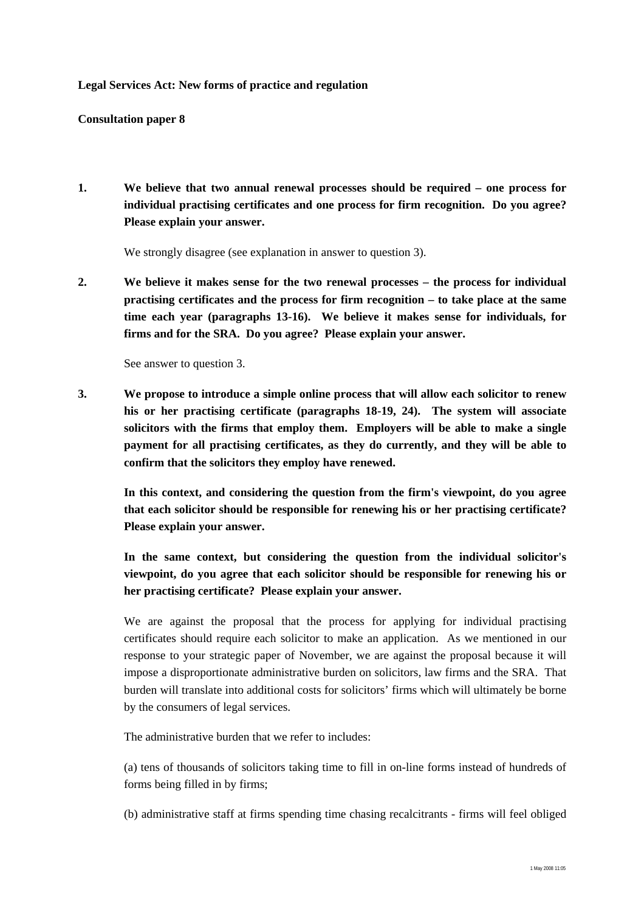**Legal Services Act: New forms of practice and regulation**

**Consultation paper 8**

**1. We believe that two annual renewal processes should be required – one process for individual practising certificates and one process for firm recognition. Do you agree? Please explain your answer.**

We strongly disagree (see explanation in answer to question 3).

**2. We believe it makes sense for the two renewal processes – the process for individual practising certificates and the process for firm recognition – to take place at the same time each year (paragraphs 13-16). We believe it makes sense for individuals, for firms and for the SRA. Do you agree? Please explain your answer.**

See answer to question 3.

**3. We propose to introduce a simple online process that will allow each solicitor to renew his or her practising certificate (paragraphs 18-19, 24). The system will associate solicitors with the firms that employ them. Employers will be able to make a single payment for all practising certificates, as they do currently, and they will be able to confirm that the solicitors they employ have renewed.**

**In this context, and considering the question from the firm's viewpoint, do you agree that each solicitor should be responsible for renewing his or her practising certificate? Please explain your answer.**

**In the same context, but considering the question from the individual solicitor's viewpoint, do you agree that each solicitor should be responsible for renewing his or her practising certificate? Please explain your answer.**

We are against the proposal that the process for applying for individual practising certificates should require each solicitor to make an application. As we mentioned in our response to your strategic paper of November, we are against the proposal because it will impose a disproportionate administrative burden on solicitors, law firms and the SRA. That burden will translate into additional costs for solicitors' firms which will ultimately be borne by the consumers of legal services.

The administrative burden that we refer to includes:

(a) tens of thousands of solicitors taking time to fill in on-line forms instead of hundreds of forms being filled in by firms;

(b) administrative staff at firms spending time chasing recalcitrants - firms will feel obliged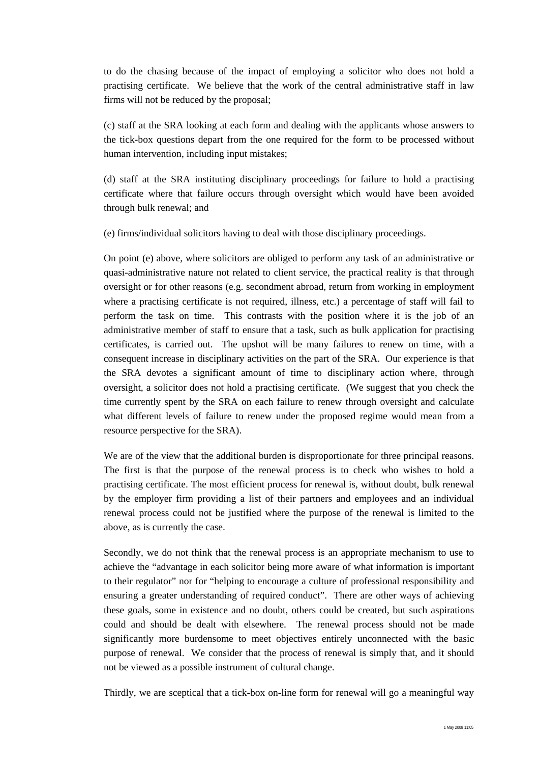to do the chasing because of the impact of employing a solicitor who does not hold a practising certificate. We believe that the work of the central administrative staff in law firms will not be reduced by the proposal;

(c) staff at the SRA looking at each form and dealing with the applicants whose answers to the tick-box questions depart from the one required for the form to be processed without human intervention, including input mistakes;

(d) staff at the SRA instituting disciplinary proceedings for failure to hold a practising certificate where that failure occurs through oversight which would have been avoided through bulk renewal; and

(e) firms/individual solicitors having to deal with those disciplinary proceedings.

On point (e) above, where solicitors are obliged to perform any task of an administrative or quasi-administrative nature not related to client service, the practical reality is that through oversight or for other reasons (e.g. secondment abroad, return from working in employment where a practising certificate is not required, illness, etc.) a percentage of staff will fail to perform the task on time. This contrasts with the position where it is the job of an administrative member of staff to ensure that a task, such as bulk application for practising certificates, is carried out. The upshot will be many failures to renew on time, with a consequent increase in disciplinary activities on the part of the SRA. Our experience is that the SRA devotes a significant amount of time to disciplinary action where, through oversight, a solicitor does not hold a practising certificate. (We suggest that you check the time currently spent by the SRA on each failure to renew through oversight and calculate what different levels of failure to renew under the proposed regime would mean from a resource perspective for the SRA).

We are of the view that the additional burden is disproportionate for three principal reasons. The first is that the purpose of the renewal process is to check who wishes to hold a practising certificate. The most efficient process for renewal is, without doubt, bulk renewal by the employer firm providing a list of their partners and employees and an individual renewal process could not be justified where the purpose of the renewal is limited to the above, as is currently the case.

Secondly, we do not think that the renewal process is an appropriate mechanism to use to achieve the "advantage in each solicitor being more aware of what information is important to their regulator" nor for "helping to encourage a culture of professional responsibility and ensuring a greater understanding of required conduct". There are other ways of achieving these goals, some in existence and no doubt, others could be created, but such aspirations could and should be dealt with elsewhere. The renewal process should not be made significantly more burdensome to meet objectives entirely unconnected with the basic purpose of renewal. We consider that the process of renewal is simply that, and it should not be viewed as a possible instrument of cultural change.

Thirdly, we are sceptical that a tick-box on-line form for renewal will go a meaningful way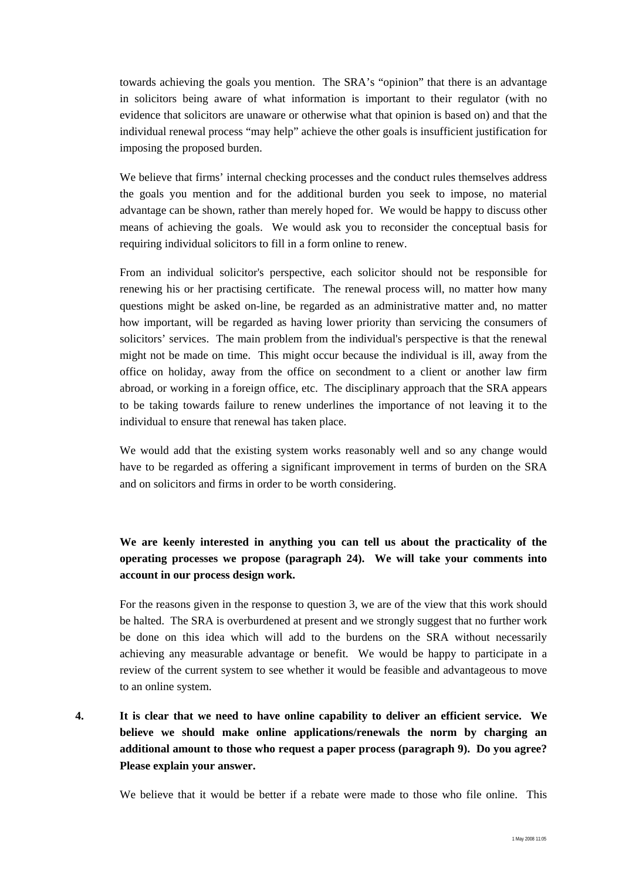towards achieving the goals you mention. The SRA's "opinion" that there is an advantage in solicitors being aware of what information is important to their regulator (with no evidence that solicitors are unaware or otherwise what that opinion is based on) and that the individual renewal process "may help" achieve the other goals is insufficient justification for imposing the proposed burden.

We believe that firms' internal checking processes and the conduct rules themselves address the goals you mention and for the additional burden you seek to impose, no material advantage can be shown, rather than merely hoped for. We would be happy to discuss other means of achieving the goals. We would ask you to reconsider the conceptual basis for requiring individual solicitors to fill in a form online to renew.

From an individual solicitor's perspective, each solicitor should not be responsible for renewing his or her practising certificate. The renewal process will, no matter how many questions might be asked on-line, be regarded as an administrative matter and, no matter how important, will be regarded as having lower priority than servicing the consumers of solicitors' services. The main problem from the individual's perspective is that the renewal might not be made on time. This might occur because the individual is ill, away from the office on holiday, away from the office on secondment to a client or another law firm abroad, or working in a foreign office, etc. The disciplinary approach that the SRA appears to be taking towards failure to renew underlines the importance of not leaving it to the individual to ensure that renewal has taken place.

We would add that the existing system works reasonably well and so any change would have to be regarded as offering a significant improvement in terms of burden on the SRA and on solicitors and firms in order to be worth considering.

**We are keenly interested in anything you can tell us about the practicality of the operating processes we propose (paragraph 24). We will take your comments into account in our process design work.**

For the reasons given in the response to question 3, we are of the view that this work should be halted. The SRA is overburdened at present and we strongly suggest that no further work be done on this idea which will add to the burdens on the SRA without necessarily achieving any measurable advantage or benefit. We would be happy to participate in a review of the current system to see whether it would be feasible and advantageous to move to an online system.

4. **It is clear that we need to have online capability to deliver an efficient service. We believe we should make online applications/renewals the norm by charging an additional amount to those who request a paper process (paragraph 9). Do you agree? Please explain your answer.**

We believe that it would be better if a rebate were made to those who file online. This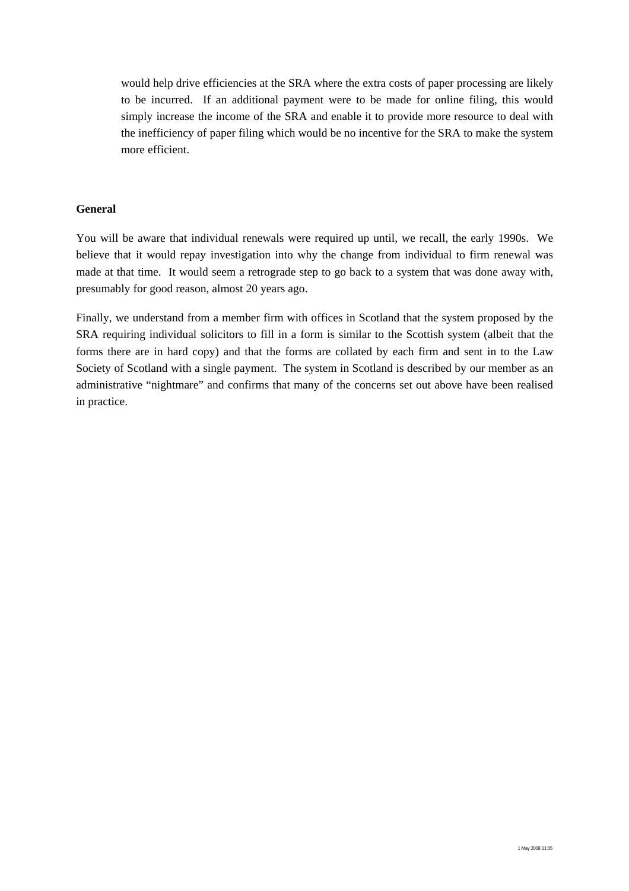would help drive efficiencies at the SRA where the extra costs of paper processing are likely to be incurred. If an additional payment were to be made for online filing, this would simply increase the income of the SRA and enable it to provide more resource to deal with the inefficiency of paper filing which would be no incentive for the SRA to make the system more efficient.

**General**

You will be aware that individual renewals were required up until, we recall, the early 1990s. We believe that it would repay investigation into why the change from individual to firm renewal was made at that time. It would seem a retrograde step to go back to a system that was done away with, presumably for good reason, almost 20 years ago.

Finally, we understand from a member firm with offices in Scotland that the system proposed by the SRA requiring individual solicitors to fill in a form is similar to the Scottish system (albeit that the forms there are in hard copy) and that the forms are collated by each firm and sent in to the Law Society of Scotland with a single payment. The system in Scotland is described by our member as an administrative "nightmare" and confirms that many of the concerns set out above have been realised in practice.